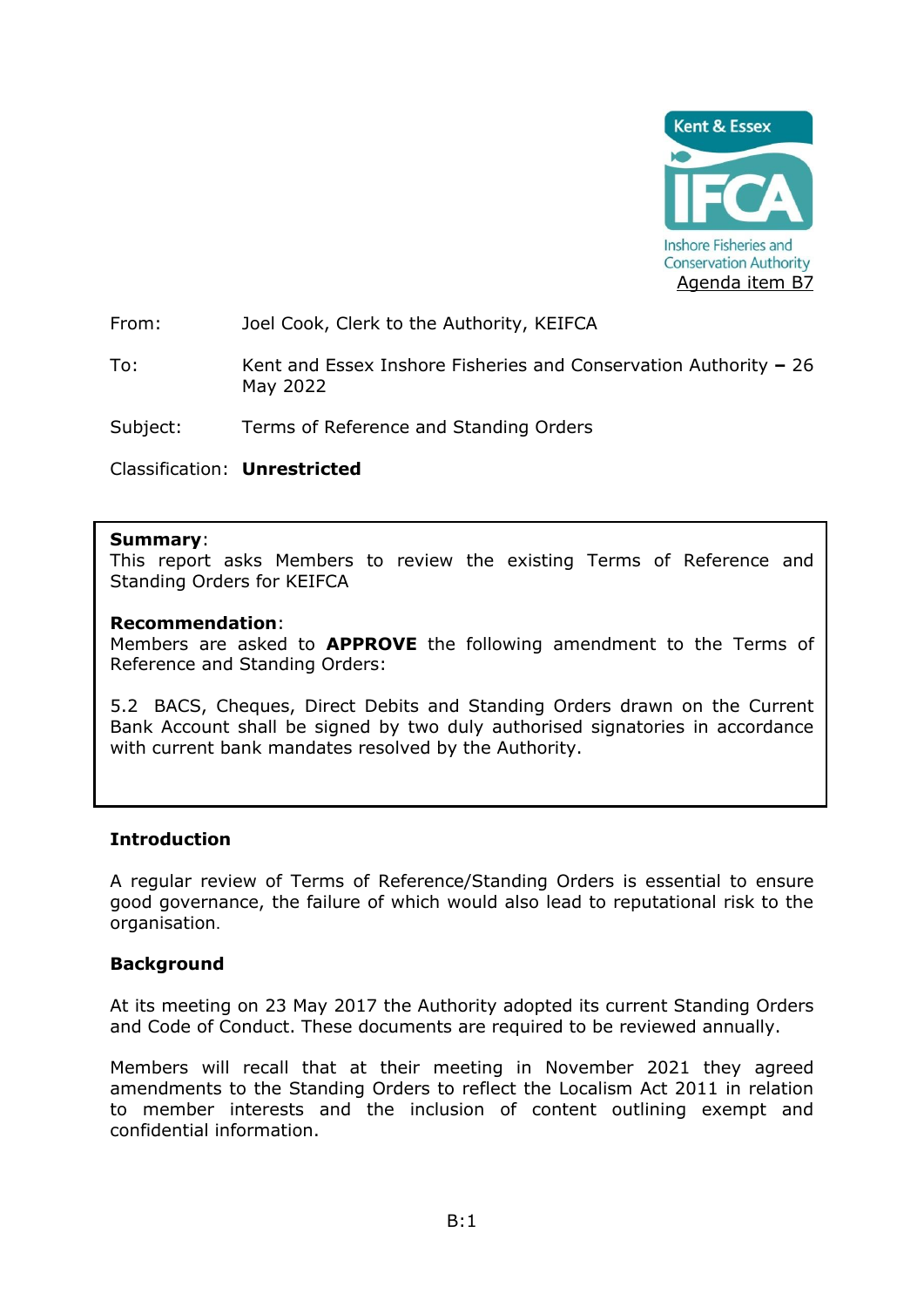Kent & Essex IFCA
Inshore Fisheries and Conservation Authority

Agenda item B7

From: Joel Cook, Clerk to the Authority, KEIFCA

To: Kent and Essex Inshore Fisheries and Conservation Authority – 26 May 2022

Subject: Terms of Reference and Standing Orders

Classification: **Unrestricted**

**Summary**:
This report asks Members to review the existing Terms of Reference and Standing Orders for KEIFCA

**Recommendation**:
Members are asked to **APPROVE** the following amendment to the Terms of Reference and Standing Orders:

5.2 BACS, Cheques, Direct Debits and Standing Orders drawn on the Current Bank Account shall be signed by two duly authorised signatories in accordance with current bank mandates resolved by the Authority.

### Introduction

A regular review of Terms of Reference/Standing Orders is essential to ensure good governance, the failure of which would also lead to reputational risk to the organisation.

### Background

At its meeting on 23 May 2017 the Authority adopted its current Standing Orders and Code of Conduct. These documents are required to be reviewed annually.

Members will recall that at their meeting in November 2021 they agreed amendments to the Standing Orders to reflect the Localism Act 2011 in relation to member interests and the inclusion of content outlining exempt and confidential information.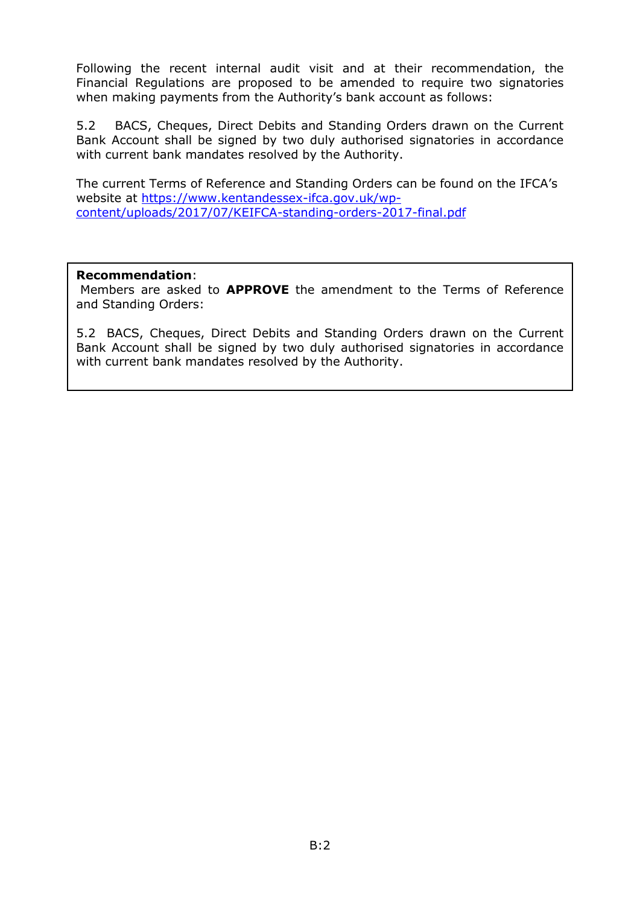Following the recent internal audit visit and at their recommendation, the Financial Regulations are proposed to be amended to require two signatories when making payments from the Authority's bank account as follows:

5.2 BACS, Cheques, Direct Debits and Standing Orders drawn on the Current Bank Account shall be signed by two duly authorised signatories in accordance with current bank mandates resolved by the Authority.

The current Terms of Reference and Standing Orders can be found on the IFCA's website at [https://www.kentandessex-ifca.gov.uk/wp-content/uploads/2017/07/KEIFCA-standing-orders-2017-final.pdf](https://www.kentandessex-ifca.gov.uk/wp-content/uploads/2017/07/KEIFCA-standing-orders-2017-final.pdf)

**Recommendation**:
Members are asked to **APPROVE** the amendment to the Terms of Reference and Standing Orders:

5.2 BACS, Cheques, Direct Debits and Standing Orders drawn on the Current Bank Account shall be signed by two duly authorised signatories in accordance with current bank mandates resolved by the Authority.